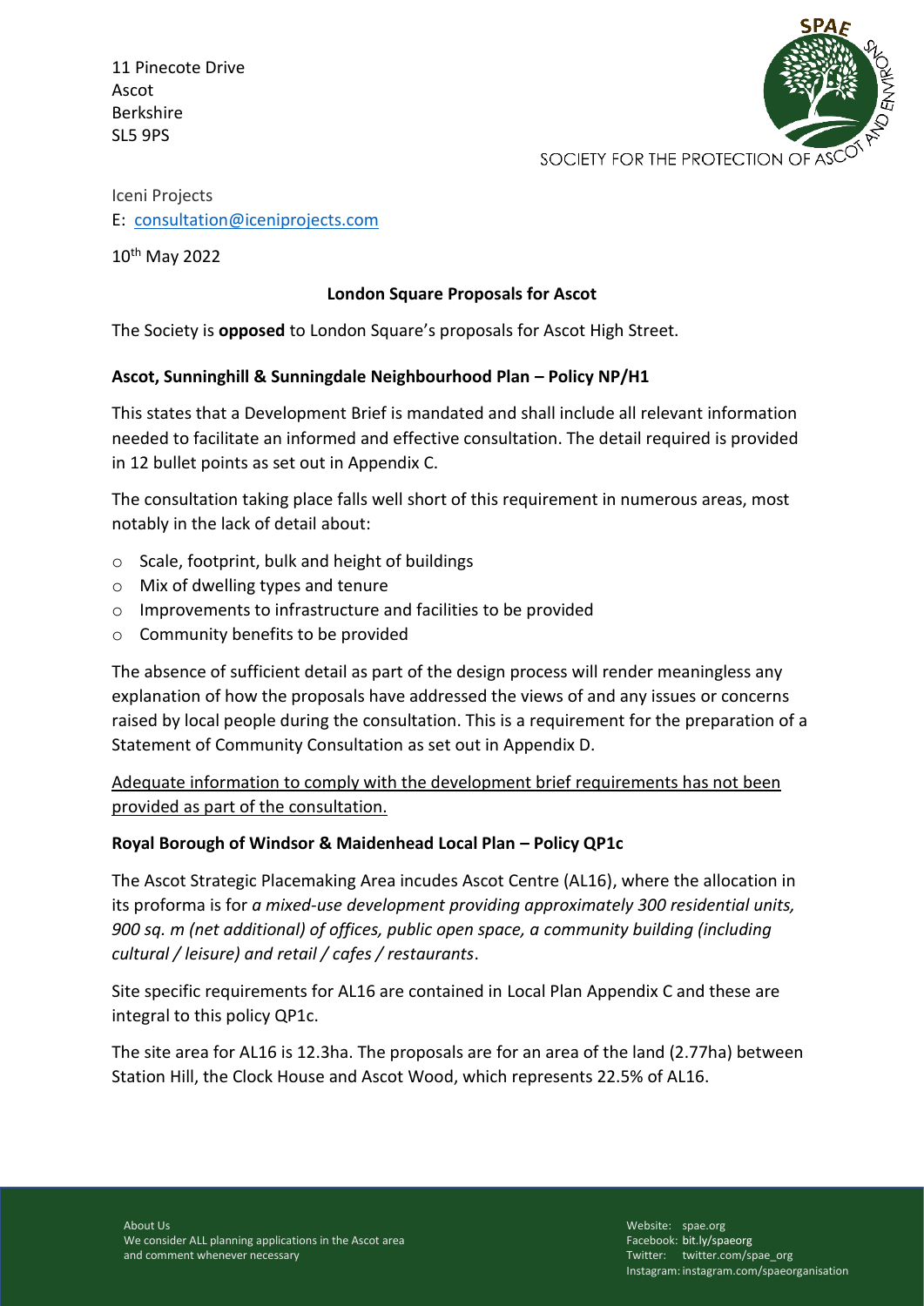11 Pinecote Drive
Ascot
Berkshire
SL5 9PS

SOCIETY FOR THE PROTECTION OF ASCOT AND ENVIRONS

Iceni Projects
E: consultation@iceniprojects.com

10th May 2022

**London Square Proposals for Ascot**

The Society is **opposed** to London Square's proposals for Ascot High Street.

**Ascot, Sunninghill & Sunningdale Neighbourhood Plan – Policy NP/H1**

This states that a Development Brief is mandated and shall include all relevant information needed to facilitate an informed and effective consultation. The detail required is provided in 12 bullet points as set out in Appendix C.

The consultation taking place falls well short of this requirement in numerous areas, most notably in the lack of detail about:

- Scale, footprint, bulk and height of buildings
- Mix of dwelling types and tenure
- Improvements to infrastructure and facilities to be provided
- Community benefits to be provided

The absence of sufficient detail as part of the design process will render meaningless any explanation of how the proposals have addressed the views of and any issues or concerns raised by local people during the consultation. This is a requirement for the preparation of a Statement of Community Consultation as set out in Appendix D.

Adequate information to comply with the development brief requirements has not been provided as part of the consultation.

**Royal Borough of Windsor & Maidenhead Local Plan – Policy QP1c**

The Ascot Strategic Placemaking Area incudes Ascot Centre (AL16), where the allocation in its proforma is for *a mixed-use development providing approximately 300 residential units, 900 sq. m (net additional) of offices, public open space, a community building (including cultural / leisure) and retail / cafes / restaurants*.

Site specific requirements for AL16 are contained in Local Plan Appendix C and these are integral to this policy QP1c.

The site area for AL16 is 12.3ha. The proposals are for an area of the land (2.77ha) between Station Hill, the Clock House and Ascot Wood, which represents 22.5% of AL16.

About Us
We consider ALL planning applications in the Ascot area and comment whenever necessary

Website: spae.org
Facebook: bit.ly/spaeorg
Twitter: twitter.com/spae_org
Instagram: instagram.com/spaeorganisation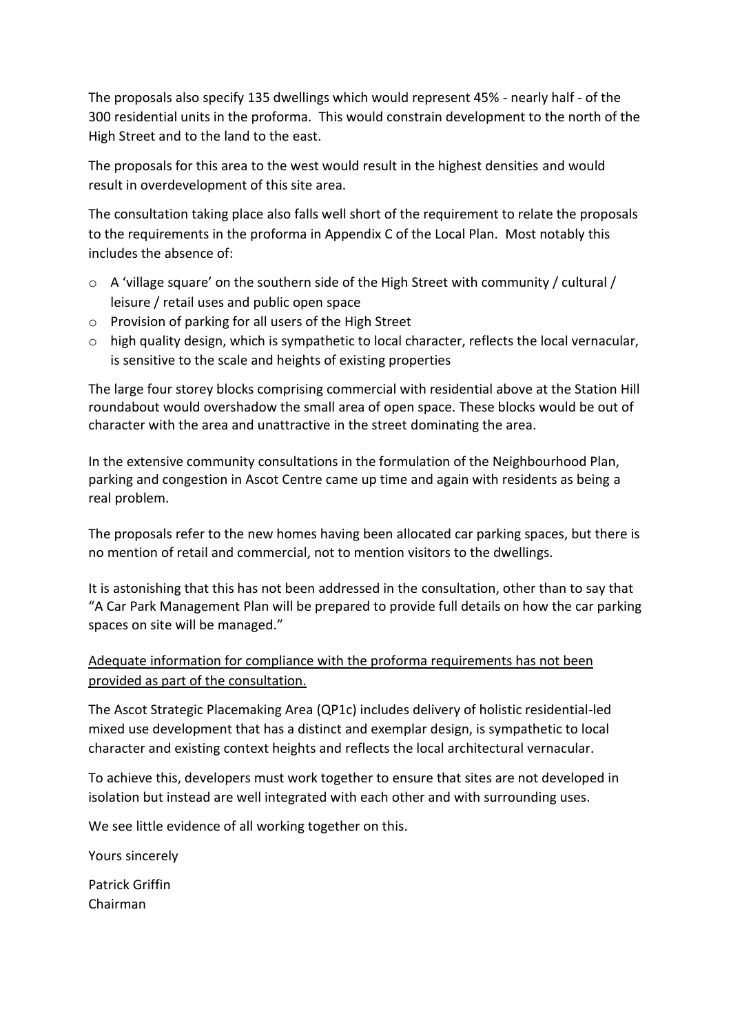The proposals also specify 135 dwellings which would represent 45% - nearly half - of the 300 residential units in the proforma. This would constrain development to the north of the High Street and to the land to the east.

The proposals for this area to the west would result in the highest densities and would result in overdevelopment of this site area.

The consultation taking place also falls well short of the requirement to relate the proposals to the requirements in the proforma in Appendix C of the Local Plan. Most notably this includes the absence of:

- A 'village square' on the southern side of the High Street with community / cultural / leisure / retail uses and public open space
- Provision of parking for all users of the High Street
- high quality design, which is sympathetic to local character, reflects the local vernacular, is sensitive to the scale and heights of existing properties

The large four storey blocks comprising commercial with residential above at the Station Hill roundabout would overshadow the small area of open space. These blocks would be out of character with the area and unattractive in the street dominating the area.

In the extensive community consultations in the formulation of the Neighbourhood Plan, parking and congestion in Ascot Centre came up time and again with residents as being a real problem.

The proposals refer to the new homes having been allocated car parking spaces, but there is no mention of retail and commercial, not to mention visitors to the dwellings.

It is astonishing that this has not been addressed in the consultation, other than to say that "A Car Park Management Plan will be prepared to provide full details on how the car parking spaces on site will be managed."

<u>Adequate information for compliance with the proforma requirements has not been provided as part of the consultation.</u>

The Ascot Strategic Placemaking Area (QP1c) includes delivery of holistic residential-led mixed use development that has a distinct and exemplar design, is sympathetic to local character and existing context heights and reflects the local architectural vernacular.

To achieve this, developers must work together to ensure that sites are not developed in isolation but instead are well integrated with each other and with surrounding uses.

We see little evidence of all working together on this.

Yours sincerely

Patrick Griffin
Chairman